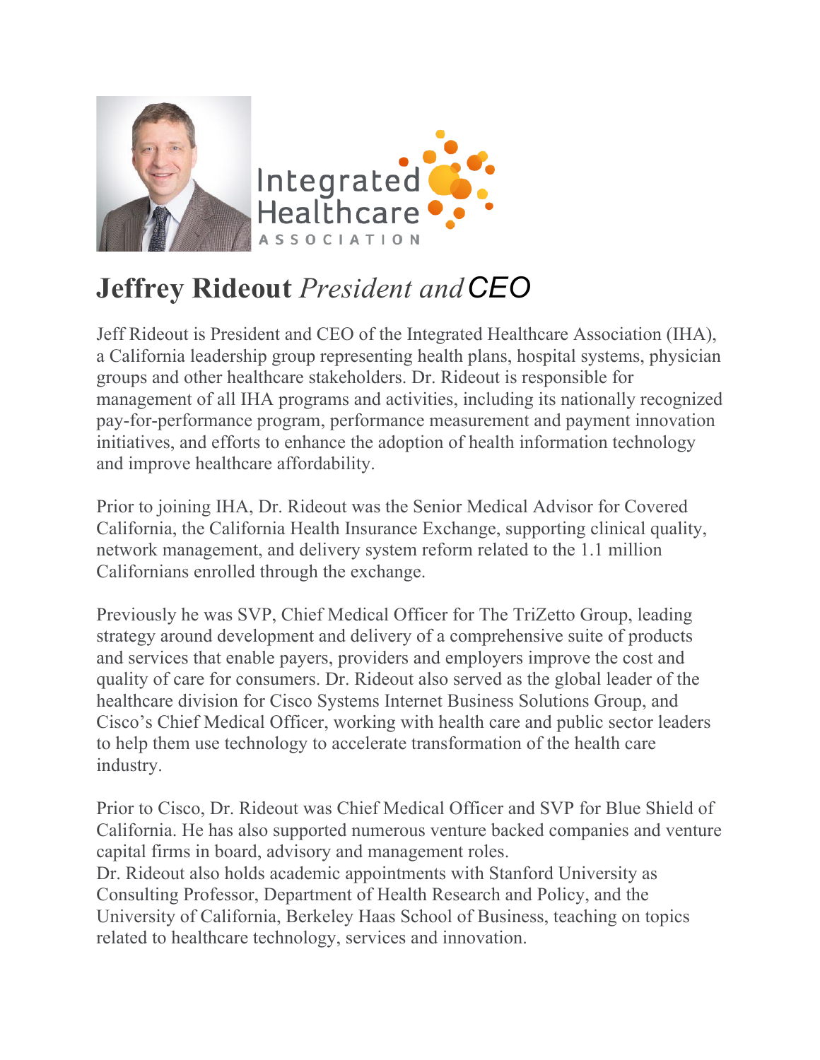# **Jeffrey Rideout** *President and* CEO

Jeff Rideout is President and CEO of the Integrated Healthcare Association (IHA), a California leadership group representing health plans, hospital systems, physician groups and other healthcare stakeholders. Dr. Rideout is responsible for management of all IHA programs and activities, including its nationally recognized pay-for-performance program, performance measurement and payment innovation initiatives, and efforts to enhance the adoption of health information technology and improve healthcare affordability.

Prior to joining IHA, Dr. Rideout was the Senior Medical Advisor for Covered California, the California Health Insurance Exchange, supporting clinical quality, network management, and delivery system reform related to the 1.1 million Californians enrolled through the exchange.

Previously he was SVP, Chief Medical Officer for The TriZetto Group, leading strategy around development and delivery of a comprehensive suite of products and services that enable payers, providers and employers improve the cost and quality of care for consumers. Dr. Rideout also served as the global leader of the healthcare division for Cisco Systems Internet Business Solutions Group, and Cisco's Chief Medical Officer, working with health care and public sector leaders to help them use technology to accelerate transformation of the health care industry.

Prior to Cisco, Dr. Rideout was Chief Medical Officer and SVP for Blue Shield of California. He has also supported numerous venture backed companies and venture capital firms in board, advisory and management roles.
Dr. Rideout also holds academic appointments with Stanford University as Consulting Professor, Department of Health Research and Policy, and the University of California, Berkeley Haas School of Business, teaching on topics related to healthcare technology, services and innovation.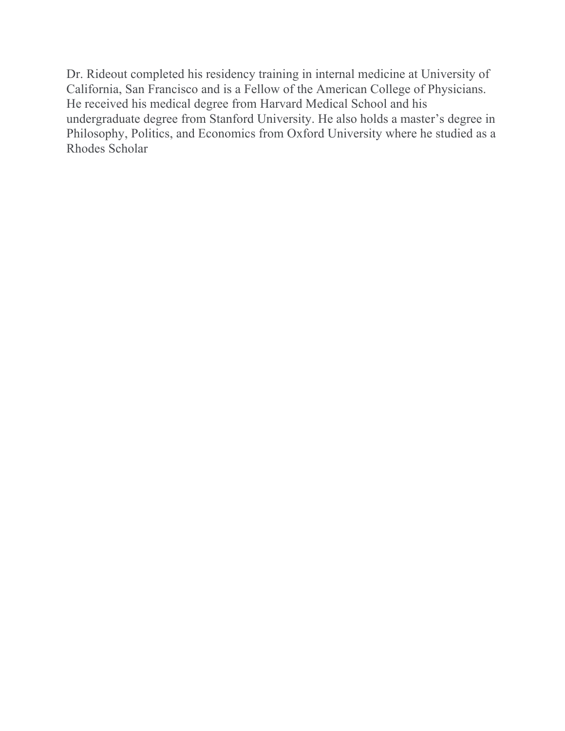Dr. Rideout completed his residency training in internal medicine at University of California, San Francisco and is a Fellow of the American College of Physicians. He received his medical degree from Harvard Medical School and his undergraduate degree from Stanford University. He also holds a master's degree in Philosophy, Politics, and Economics from Oxford University where he studied as a Rhodes Scholar